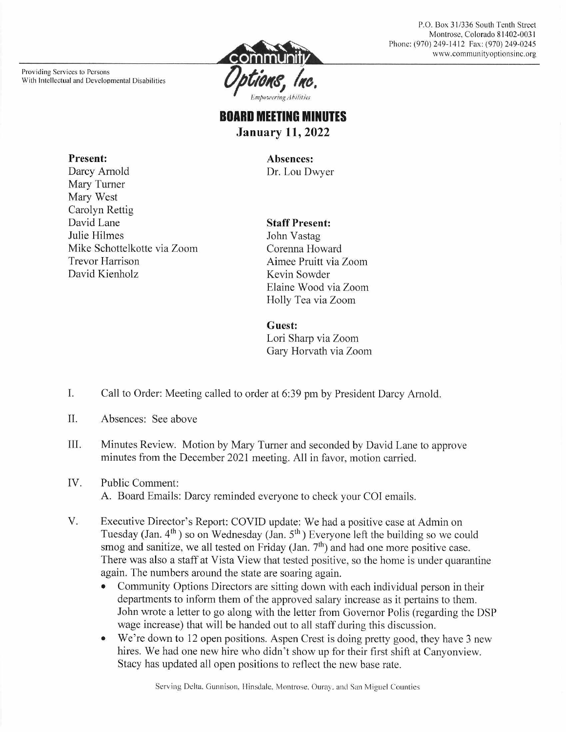P.O. Box 31/336 South Tenth Street
Montrose, Colorado 81402-0031
Phone: (970) 249-1412 Fax: (970) 249-0245
www.communityoptionsinc.org

Providing Services to Persons
With Intellectual and Developmental Disabilities

community Options, Inc.
*Empowering Abilities*

# BOARD MEETING MINUTES

**January 11, 2022**

**Present:**
Darcy Arnold
Mary Turner
Mary West
Carolyn Rettig
David Lane
Julie Hilmes
Mike Schottelkotte via Zoom
Trevor Harrison
David Kienholz

**Absences:**
Dr. Lou Dwyer

**Staff Present:**
John Vastag
Corenna Howard
Aimee Pruitt via Zoom
Kevin Sowder
Elaine Wood via Zoom
Holly Tea via Zoom

**Guest:**
Lori Sharp via Zoom
Gary Horvath via Zoom

I. Call to Order: Meeting called to order at 6:39 pm by President Darcy Arnold.

II. Absences: See above

III. Minutes Review. Motion by Mary Turner and seconded by David Lane to approve minutes from the December 2021 meeting. All in favor, motion carried.

IV. Public Comment:
A. Board Emails: Darcy reminded everyone to check your COI emails.

V. Executive Director's Report: COVID update: We had a positive case at Admin on Tuesday (Jan. 4th) so on Wednesday (Jan. 5th) Everyone left the building so we could smog and sanitize, we all tested on Friday (Jan. 7th) and had one more positive case. There was also a staff at Vista View that tested positive, so the home is under quarantine again. The numbers around the state are soaring again.

- Community Options Directors are sitting down with each individual person in their departments to inform them of the approved salary increase as it pertains to them. John wrote a letter to go along with the letter from Governor Polis (regarding the DSP wage increase) that will be handed out to all staff during this discussion.
- We're down to 12 open positions. Aspen Crest is doing pretty good, they have 3 new hires. We had one new hire who didn't show up for their first shift at Canyonview. Stacy has updated all open positions to reflect the new base rate.

Serving Delta, Gunnison, Hinsdale, Montrose, Ouray, and San Miguel Counties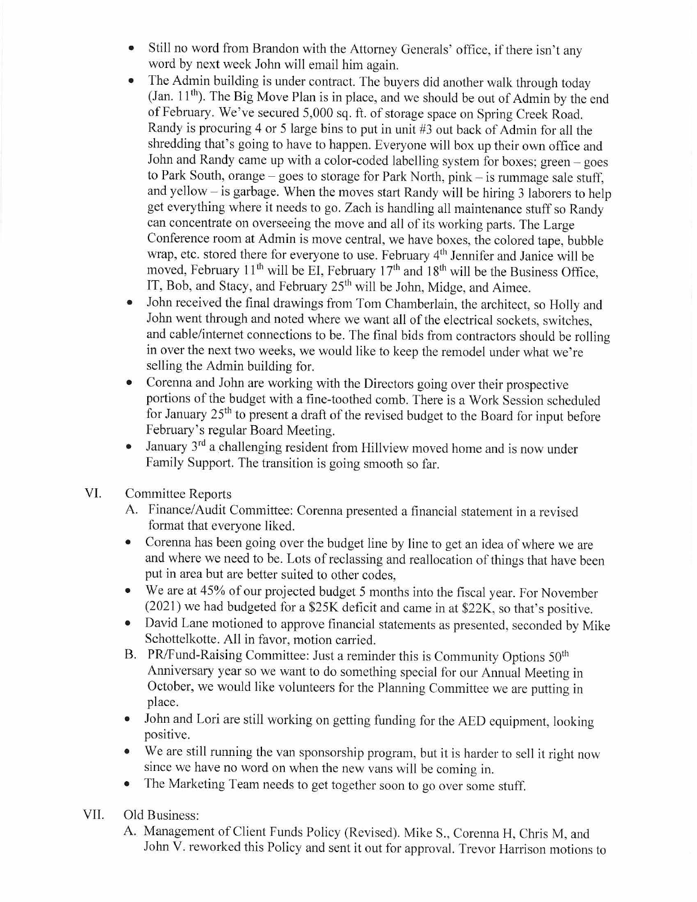- Still no word from Brandon with the Attorney Generals' office, if there isn't any word by next week John will email him again.
- The Admin building is under contract. The buyers did another walk through today (Jan. 11th). The Big Move Plan is in place, and we should be out of Admin by the end of February. We've secured 5,000 sq. ft. of storage space on Spring Creek Road. Randy is procuring 4 or 5 large bins to put in unit #3 out back of Admin for all the shredding that's going to have to happen. Everyone will box up their own office and John and Randy came up with a color-coded labelling system for boxes; green – goes to Park South, orange – goes to storage for Park North, pink – is rummage sale stuff, and yellow – is garbage. When the moves start Randy will be hiring 3 laborers to help get everything where it needs to go. Zach is handling all maintenance stuff so Randy can concentrate on overseeing the move and all of its working parts. The Large Conference room at Admin is move central, we have boxes, the colored tape, bubble wrap, etc. stored there for everyone to use. February 4th Jennifer and Janice will be moved, February 11th will be EI, February 17th and 18th will be the Business Office, IT, Bob, and Stacy, and February 25th will be John, Midge, and Aimee.
- John received the final drawings from Tom Chamberlain, the architect, so Holly and John went through and noted where we want all of the electrical sockets, switches, and cable/internet connections to be. The final bids from contractors should be rolling in over the next two weeks, we would like to keep the remodel under what we're selling the Admin building for.
- Corenna and John are working with the Directors going over their prospective portions of the budget with a fine-toothed comb. There is a Work Session scheduled for January 25th to present a draft of the revised budget to the Board for input before February's regular Board Meeting.
- January 3rd a challenging resident from Hillview moved home and is now under Family Support. The transition is going smooth so far.

VI. Committee Reports

A. Finance/Audit Committee: Corenna presented a financial statement in a revised format that everyone liked.

- Corenna has been going over the budget line by line to get an idea of where we are and where we need to be. Lots of reclassing and reallocation of things that have been put in area but are better suited to other codes,
- We are at 45% of our projected budget 5 months into the fiscal year. For November (2021) we had budgeted for a $25K deficit and came in at $22K, so that's positive.
- David Lane motioned to approve financial statements as presented, seconded by Mike Schottelkotte. All in favor, motion carried.

B. PR/Fund-Raising Committee: Just a reminder this is Community Options 50th Anniversary year so we want to do something special for our Annual Meeting in October, we would like volunteers for the Planning Committee we are putting in place.

- John and Lori are still working on getting funding for the AED equipment, looking positive.
- We are still running the van sponsorship program, but it is harder to sell it right now since we have no word on when the new vans will be coming in.
- The Marketing Team needs to get together soon to go over some stuff.

VII. Old Business:

A. Management of Client Funds Policy (Revised). Mike S., Corenna H, Chris M, and John V. reworked this Policy and sent it out for approval. Trevor Harrison motions to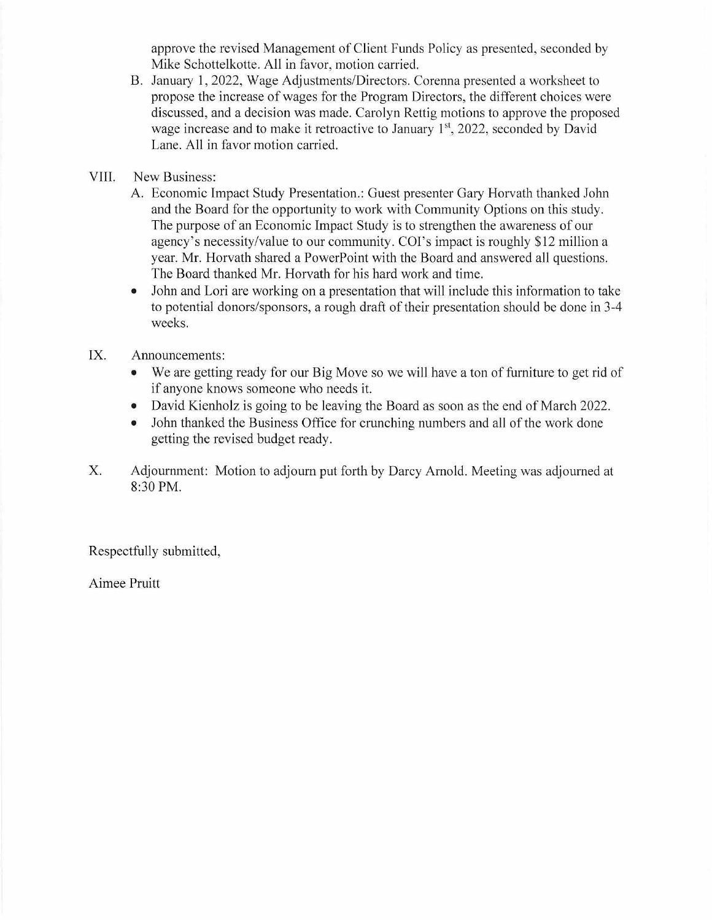approve the revised Management of Client Funds Policy as presented, seconded by Mike Schottelkotte. All in favor, motion carried.

B. January 1, 2022, Wage Adjustments/Directors. Corenna presented a worksheet to propose the increase of wages for the Program Directors, the different choices were discussed, and a decision was made. Carolyn Rettig motions to approve the proposed wage increase and to make it retroactive to January 1st, 2022, seconded by David Lane. All in favor motion carried.

VIII. New Business:

A. Economic Impact Study Presentation.: Guest presenter Gary Horvath thanked John and the Board for the opportunity to work with Community Options on this study. The purpose of an Economic Impact Study is to strengthen the awareness of our agency's necessity/value to our community. COI's impact is roughly $12 million a year. Mr. Horvath shared a PowerPoint with the Board and answered all questions. The Board thanked Mr. Horvath for his hard work and time.

- John and Lori are working on a presentation that will include this information to take to potential donors/sponsors, a rough draft of their presentation should be done in 3-4 weeks.

IX. Announcements:

- We are getting ready for our Big Move so we will have a ton of furniture to get rid of if anyone knows someone who needs it.
- David Kienholz is going to be leaving the Board as soon as the end of March 2022.
- John thanked the Business Office for crunching numbers and all of the work done getting the revised budget ready.

X. Adjournment: Motion to adjourn put forth by Darcy Arnold. Meeting was adjourned at 8:30 PM.

Respectfully submitted,

Aimee Pruitt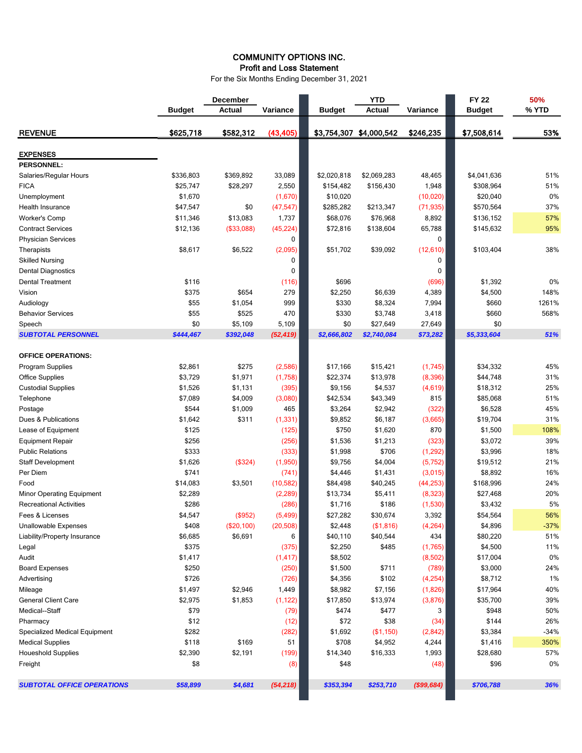# COMMUNITY OPTIONS INC.

## Profit and Loss Statement

For the Six Months Ending December 31, 2021

| | December Budget | December Actual | December Variance | YTD Budget | YTD Actual | YTD Variance | FY 22 Budget | 50% % YTD |
|---|---|---|---|---|---|---|---|---|
| **REVENUE** | **$625,718** | **$582,312** | **(43,405)** | **$3,754,307** | **$4,000,542** | **$246,235** | **$7,508,614** | **53%** |
| **EXPENSES** | | | | | | | | |
| **PERSONNEL:** | | | | | | | | |
| Salaries/Regular Hours | $336,803 | $369,892 | 33,089 | $2,020,818 | $2,069,283 | 48,465 | $4,041,636 | 51% |
| FICA | $25,747 | $28,297 | 2,550 | $154,482 | $156,430 | 1,948 | $308,964 | 51% |
| Unemployment | $1,670 | | (1,670) | $10,020 | | (10,020) | $20,040 | 0% |
| Health Insurance | $47,547 | $0 | (47,547) | $285,282 | $213,347 | (71,935) | $570,564 | 37% |
| Worker's Comp | $11,346 | $13,083 | 1,737 | $68,076 | $76,968 | 8,892 | $136,152 | 57% |
| Contract Services | $12,136 | ($33,088) | (45,224) | $72,816 | $138,604 | 65,788 | $145,632 | 95% |
| Physician Services | | | 0 | | | 0 | | |
| Therapists | $8,617 | $6,522 | (2,095) | $51,702 | $39,092 | (12,610) | $103,404 | 38% |
| Skilled Nursing | | | 0 | | | 0 | | |
| Dental Diagnostics | | | 0 | | | 0 | | |
| Dental Treatment | $116 | | (116) | $696 | | (696) | $1,392 | 0% |
| Vision | $375 | $654 | 279 | $2,250 | $6,639 | 4,389 | $4,500 | 148% |
| Audiology | $55 | $1,054 | 999 | $330 | $8,324 | 7,994 | $660 | 1261% |
| Behavior Services | $55 | $525 | 470 | $330 | $3,748 | 3,418 | $660 | 568% |
| Speech | $0 | $5,109 | 5,109 | $0 | $27,649 | 27,649 | $0 | |
| ***SUBTOTAL PERSONNEL*** | ***$444,467*** | ***$392,048*** | ***(52,419)*** | ***$2,666,802*** | ***$2,740,084*** | ***$73,282*** | ***$5,333,604*** | ***51%*** |
| **OFFICE OPERATIONS:** | | | | | | | | |
| Program Supplies | $2,861 | $275 | (2,586) | $17,166 | $15,421 | (1,745) | $34,332 | 45% |
| Office Supplies | $3,729 | $1,971 | (1,758) | $22,374 | $13,978 | (8,396) | $44,748 | 31% |
| Custodial Supplies | $1,526 | $1,131 | (395) | $9,156 | $4,537 | (4,619) | $18,312 | 25% |
| Telephone | $7,089 | $4,009 | (3,080) | $42,534 | $43,349 | 815 | $85,068 | 51% |
| Postage | $544 | $1,009 | 465 | $3,264 | $2,942 | (322) | $6,528 | 45% |
| Dues & Publications | $1,642 | $311 | (1,331) | $9,852 | $6,187 | (3,665) | $19,704 | 31% |
| Lease of Equipment | $125 | | (125) | $750 | $1,620 | 870 | $1,500 | 108% |
| Equipment Repair | $256 | | (256) | $1,536 | $1,213 | (323) | $3,072 | 39% |
| Public Relations | $333 | | (333) | $1,998 | $706 | (1,292) | $3,996 | 18% |
| Staff Development | $1,626 | ($324) | (1,950) | $9,756 | $4,004 | (5,752) | $19,512 | 21% |
| Per Diem | $741 | | (741) | $4,446 | $1,431 | (3,015) | $8,892 | 16% |
| Food | $14,083 | $3,501 | (10,582) | $84,498 | $40,245 | (44,253) | $168,996 | 24% |
| Minor Operating Equipment | $2,289 | | (2,289) | $13,734 | $5,411 | (8,323) | $27,468 | 20% |
| Recreational Activities | $286 | | (286) | $1,716 | $186 | (1,530) | $3,432 | 5% |
| Fees & Licenses | $4,547 | ($952) | (5,499) | $27,282 | $30,674 | 3,392 | $54,564 | 56% |
| Unallowable Expenses | $408 | ($20,100) | (20,508) | $2,448 | ($1,816) | (4,264) | $4,896 | -37% |
| Liability/Property Insurance | $6,685 | $6,691 | 6 | $40,110 | $40,544 | 434 | $80,220 | 51% |
| Legal | $375 | | (375) | $2,250 | $485 | (1,765) | $4,500 | 11% |
| Audit | $1,417 | | (1,417) | $8,502 | | (8,502) | $17,004 | 0% |
| Board Expenses | $250 | | (250) | $1,500 | $711 | (789) | $3,000 | 24% |
| Advertising | $726 | | (726) | $4,356 | $102 | (4,254) | $8,712 | 1% |
| Mileage | $1,497 | $2,946 | 1,449 | $8,982 | $7,156 | (1,826) | $17,964 | 40% |
| General Client Care | $2,975 | $1,853 | (1,122) | $17,850 | $13,974 | (3,876) | $35,700 | 39% |
| Medical--Staff | $79 | | (79) | $474 | $477 | 3 | $948 | 50% |
| Pharmacy | $12 | | (12) | $72 | $38 | (34) | $144 | 26% |
| Specialized Medical Equipment | $282 | | (282) | $1,692 | ($1,150) | (2,842) | $3,384 | -34% |
| Medical Supplies | $118 | $169 | 51 | $708 | $4,952 | 4,244 | $1,416 | 350% |
| Houeshold Supplies | $2,390 | $2,191 | (199) | $14,340 | $16,333 | 1,993 | $28,680 | 57% |
| Freight | $8 | | (8) | $48 | | (48) | $96 | 0% |
| ***SUBTOTAL OFFICE OPERATIONS*** | ***$58,899*** | ***$4,681*** | ***(54,218)*** | ***$353,394*** | ***$253,710*** | ***($99,684)*** | ***$706,788*** | ***36%*** |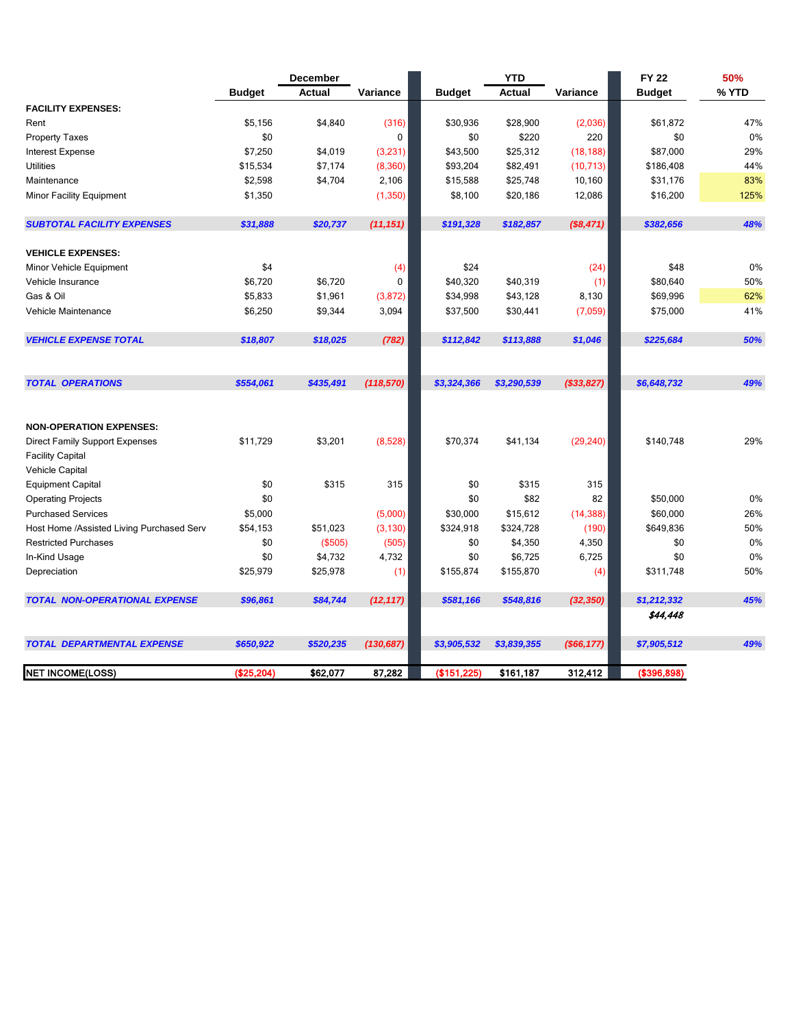| | December | | | YTD | | | FY 22 | 50% |
|---|---|---|---|---|---|---|---|---|
| | Budget | Actual | Variance | Budget | Actual | Variance | Budget | % YTD |
| **FACILITY EXPENSES:** | | | | | | | | |
| Rent | $5,156 | $4,840 | (316) | $30,936 | $28,900 | (2,036) | $61,872 | 47% |
| Property Taxes | $0 | | 0 | $0 | $220 | 220 | $0 | 0% |
| Interest Expense | $7,250 | $4,019 | (3,231) | $43,500 | $25,312 | (18,188) | $87,000 | 29% |
| Utilities | $15,534 | $7,174 | (8,360) | $93,204 | $82,491 | (10,713) | $186,408 | 44% |
| Maintenance | $2,598 | $4,704 | 2,106 | $15,588 | $25,748 | 10,160 | $31,176 | 83% |
| Minor Facility Equipment | $1,350 | | (1,350) | $8,100 | $20,186 | 12,086 | $16,200 | 125% |
| ***SUBTOTAL FACILITY EXPENSES*** | ***$31,888*** | ***$20,737*** | ***(11,151)*** | ***$191,328*** | ***$182,857*** | ***($8,471)*** | ***$382,656*** | ***48%*** |
| **VEHICLE EXPENSES:** | | | | | | | | |
| Minor Vehicle Equipment | $4 | | (4) | $24 | | (24) | $48 | 0% |
| Vehicle Insurance | $6,720 | $6,720 | 0 | $40,320 | $40,319 | (1) | $80,640 | 50% |
| Gas & Oil | $5,833 | $1,961 | (3,872) | $34,998 | $43,128 | 8,130 | $69,996 | 62% |
| Vehicle Maintenance | $6,250 | $9,344 | 3,094 | $37,500 | $30,441 | (7,059) | $75,000 | 41% |
| ***VEHICLE EXPENSE TOTAL*** | ***$18,807*** | ***$18,025*** | ***(782)*** | ***$112,842*** | ***$113,888*** | ***$1,046*** | ***$225,684*** | ***50%*** |
| ***TOTAL OPERATIONS*** | ***$554,061*** | ***$435,491*** | ***(118,570)*** | ***$3,324,366*** | ***$3,290,539*** | ***($33,827)*** | ***$6,648,732*** | ***49%*** |
| **NON-OPERATION EXPENSES:** | | | | | | | | |
| Direct Family Support Expenses | $11,729 | $3,201 | (8,528) | $70,374 | $41,134 | (29,240) | $140,748 | 29% |
| Facility Capital | | | | | | | | |
| Vehicle Capital | | | | | | | | |
| Equipment Capital | $0 | $315 | 315 | $0 | $315 | 315 | | |
| Operating Projects | $0 | | | $0 | $82 | 82 | $50,000 | 0% |
| Purchased Services | $5,000 | | (5,000) | $30,000 | $15,612 | (14,388) | $60,000 | 26% |
| Host Home /Assisted Living Purchased Serv | $54,153 | $51,023 | (3,130) | $324,918 | $324,728 | (190) | $649,836 | 50% |
| Restricted Purchases | $0 | ($505) | (505) | $0 | $4,350 | 4,350 | $0 | 0% |
| In-Kind Usage | $0 | $4,732 | 4,732 | $0 | $6,725 | 6,725 | $0 | 0% |
| Depreciation | $25,979 | $25,978 | (1) | $155,874 | $155,870 | (4) | $311,748 | 50% |
| ***TOTAL NON-OPERATIONAL EXPENSE*** | ***$96,861*** | ***$84,744*** | ***(12,117)*** | ***$581,166*** | ***$548,816*** | ***(32,350)*** | ***$1,212,332*** | ***45%*** |
| | | | | | | | ***$44,448*** | |
| ***TOTAL DEPARTMENTAL EXPENSE*** | ***$650,922*** | ***$520,235*** | ***(130,687)*** | ***$3,905,532*** | ***$3,839,355*** | ***($66,177)*** | ***$7,905,512*** | ***49%*** |
| **NET INCOME(LOSS)** | **($25,204)** | **$62,077** | **87,282** | **($151,225)** | **$161,187** | **312,412** | **($396,898)** | |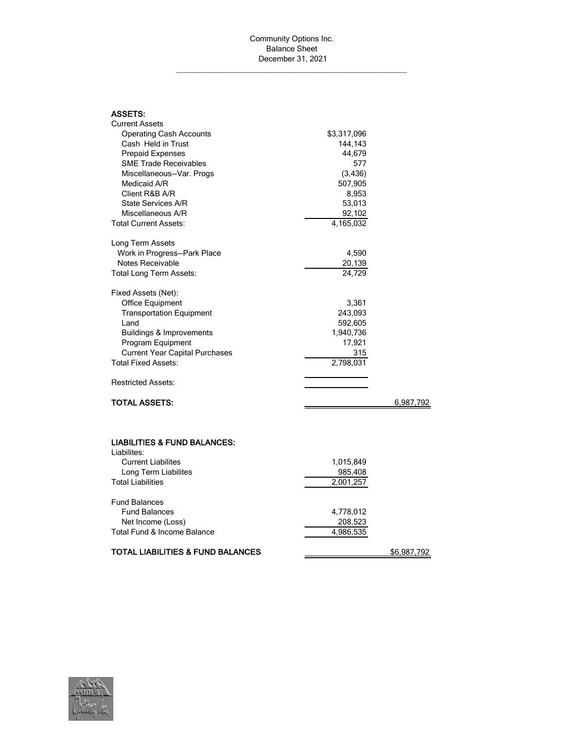Community Options Inc.
Balance Sheet
December 31, 2021

| | | |
|---|---|---|
| **ASSETS:** | | |
| Current Assets | | |
| Operating Cash Accounts | $3,317,096 | |
| Cash Held in Trust | 144,143 | |
| Prepaid Expenses | 44,679 | |
| SME Trade Receivables | 577 | |
| Miscellaneous--Var. Progs | (3,436) | |
| Medicaid A/R | 507,905 | |
| Client R&B A/R | 8,953 | |
| State Services A/R | 53,013 | |
| Miscellaneous A/R | 92,102 | |
| Total Current Assets: | 4,165,032 | |
| | | |
| Long Term Assets | | |
| Work in Progress--Park Place | 4,590 | |
| Notes Receivable | 20,139 | |
| Total Long Term Assets: | 24,729 | |
| | | |
| Fixed Assets (Net): | | |
| Office Equipment | 3,361 | |
| Transportation Equipment | 243,093 | |
| Land | 592,605 | |
| Buildings & Improvements | 1,940,736 | |
| Program Equipment | 17,921 | |
| Current Year Capital Purchases | 315 | |
| Total Fixed Assets: | 2,798,031 | |
| | | |
| Restricted Assets: | | |
| | | |
| **TOTAL ASSETS:** | | 6,987,792 |
| | | |
| **LIABILITIES & FUND BALANCES:** | | |
| Liabilites: | | |
| Current Liabilites | 1,015,849 | |
| Long Term Liabilites | 985,408 | |
| Total Liabilities | 2,001,257 | |
| | | |
| Fund Balances | | |
| Fund Balances | 4,778,012 | |
| Net Income (Loss) | 208,523 | |
| Total Fund & Income Balance | 4,986,535 | |
| | | |
| **TOTAL LIABILITIES & FUND BALANCES** | | $6,987,792 |